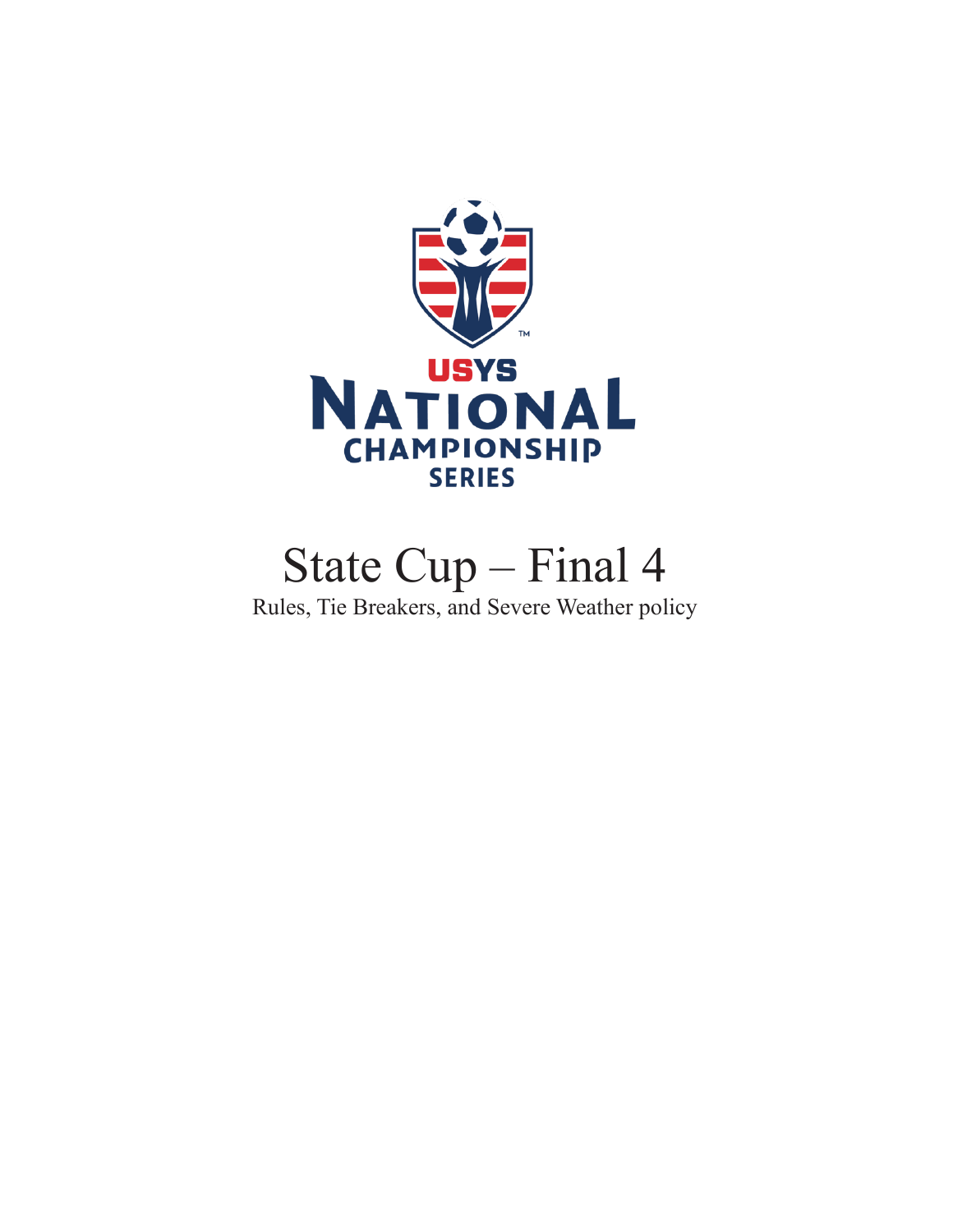USYS NATIONAL CHAMPIONSHIP SERIES

# State Cup – Final 4

Rules, Tie Breakers, and Severe Weather policy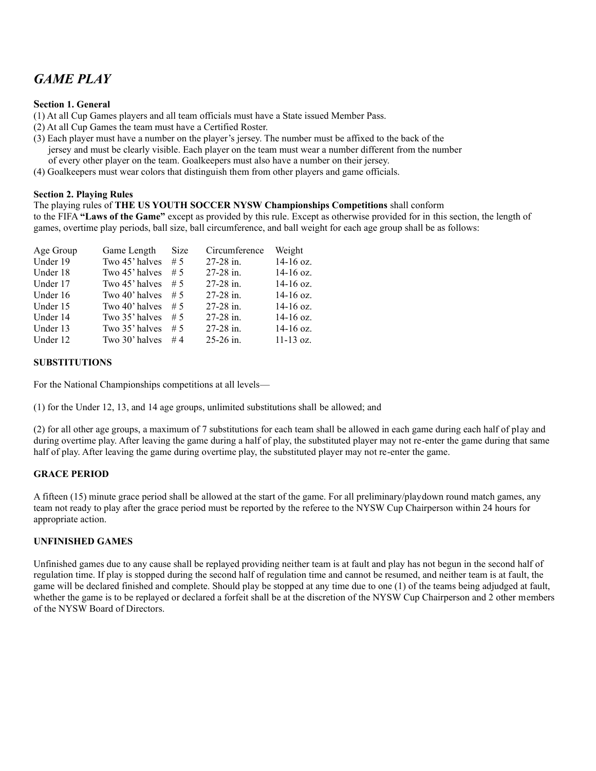# *GAME PLAY*

**Section 1. General**

(1) At all Cup Games players and all team officials must have a State issued Member Pass.
(2) At all Cup Games the team must have a Certified Roster.
(3) Each player must have a number on the player's jersey. The number must be affixed to the back of the jersey and must be clearly visible. Each player on the team must wear a number different from the number of every other player on the team. Goalkeepers must also have a number on their jersey.
(4) Goalkeepers must wear colors that distinguish them from other players and game officials.

**Section 2. Playing Rules**

The playing rules of **THE US YOUTH SOCCER NYSW Championships Competitions** shall conform to the FIFA **"Laws of the Game"** except as provided by this rule. Except as otherwise provided for in this section, the length of games, overtime play periods, ball size, ball circumference, and ball weight for each age group shall be as follows:

| Age Group | Game Length | Size | Circumference | Weight |
|---|---|---|---|---|
| Under 19 | Two 45' halves | # 5 | 27-28 in. | 14-16 oz. |
| Under 18 | Two 45' halves | # 5 | 27-28 in. | 14-16 oz. |
| Under 17 | Two 45' halves | # 5 | 27-28 in. | 14-16 oz. |
| Under 16 | Two 40' halves | # 5 | 27-28 in. | 14-16 oz. |
| Under 15 | Two 40' halves | # 5 | 27-28 in. | 14-16 oz. |
| Under 14 | Two 35' halves | # 5 | 27-28 in. | 14-16 oz. |
| Under 13 | Two 35' halves | # 5 | 27-28 in. | 14-16 oz. |
| Under 12 | Two 30' halves | # 4 | 25-26 in. | 11-13 oz. |

**SUBSTITUTIONS**

For the National Championships competitions at all levels—

(1) for the Under 12, 13, and 14 age groups, unlimited substitutions shall be allowed; and

(2) for all other age groups, a maximum of 7 substitutions for each team shall be allowed in each game during each half of play and during overtime play. After leaving the game during a half of play, the substituted player may not re-enter the game during that same half of play. After leaving the game during overtime play, the substituted player may not re-enter the game.

**GRACE PERIOD**

A fifteen (15) minute grace period shall be allowed at the start of the game. For all preliminary/playdown round match games, any team not ready to play after the grace period must be reported by the referee to the NYSW Cup Chairperson within 24 hours for appropriate action.

**UNFINISHED GAMES**

Unfinished games due to any cause shall be replayed providing neither team is at fault and play has not begun in the second half of regulation time. If play is stopped during the second half of regulation time and cannot be resumed, and neither team is at fault, the game will be declared finished and complete. Should play be stopped at any time due to one (1) of the teams being adjudged at fault, whether the game is to be replayed or declared a forfeit shall be at the discretion of the NYSW Cup Chairperson and 2 other members of the NYSW Board of Directors.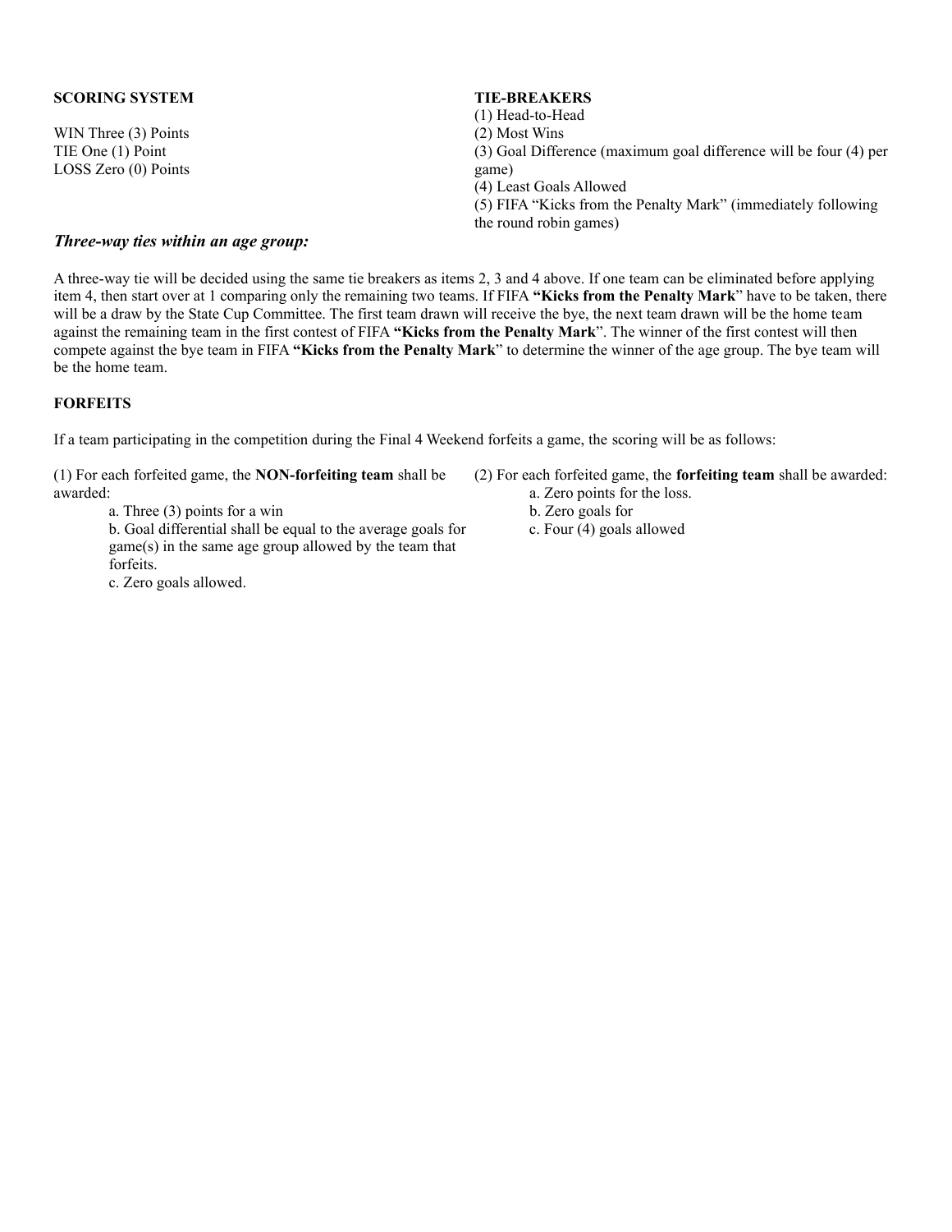**SCORING SYSTEM**

WIN Three (3) Points
TIE One (1) Point
LOSS Zero (0) Points

**TIE-BREAKERS**

(1) Head-to-Head
(2) Most Wins
(3) Goal Difference (maximum goal difference will be four (4) per game)
(4) Least Goals Allowed
(5) FIFA "Kicks from the Penalty Mark" (immediately following the round robin games)

***Three-way ties within an age group:***

A three-way tie will be decided using the same tie breakers as items 2, 3 and 4 above. If one team can be eliminated before applying item 4, then start over at 1 comparing only the remaining two teams. If FIFA **"Kicks from the Penalty Mark"** have to be taken, there will be a draw by the State Cup Committee. The first team drawn will receive the bye, the next team drawn will be the home team against the remaining team in the first contest of FIFA **"Kicks from the Penalty Mark"**. The winner of the first contest will then compete against the bye team in FIFA **"Kicks from the Penalty Mark"** to determine the winner of the age group. The bye team will be the home team.

**FORFEITS**

If a team participating in the competition during the Final 4 Weekend forfeits a game, the scoring will be as follows:

(1) For each forfeited game, the **NON-forfeiting team** shall be awarded:

- a. Three (3) points for a win
- b. Goal differential shall be equal to the average goals for game(s) in the same age group allowed by the team that forfeits.
- c. Zero goals allowed.

(2) For each forfeited game, the **forfeiting team** shall be awarded:

- a. Zero points for the loss.
- b. Zero goals for
- c. Four (4) goals allowed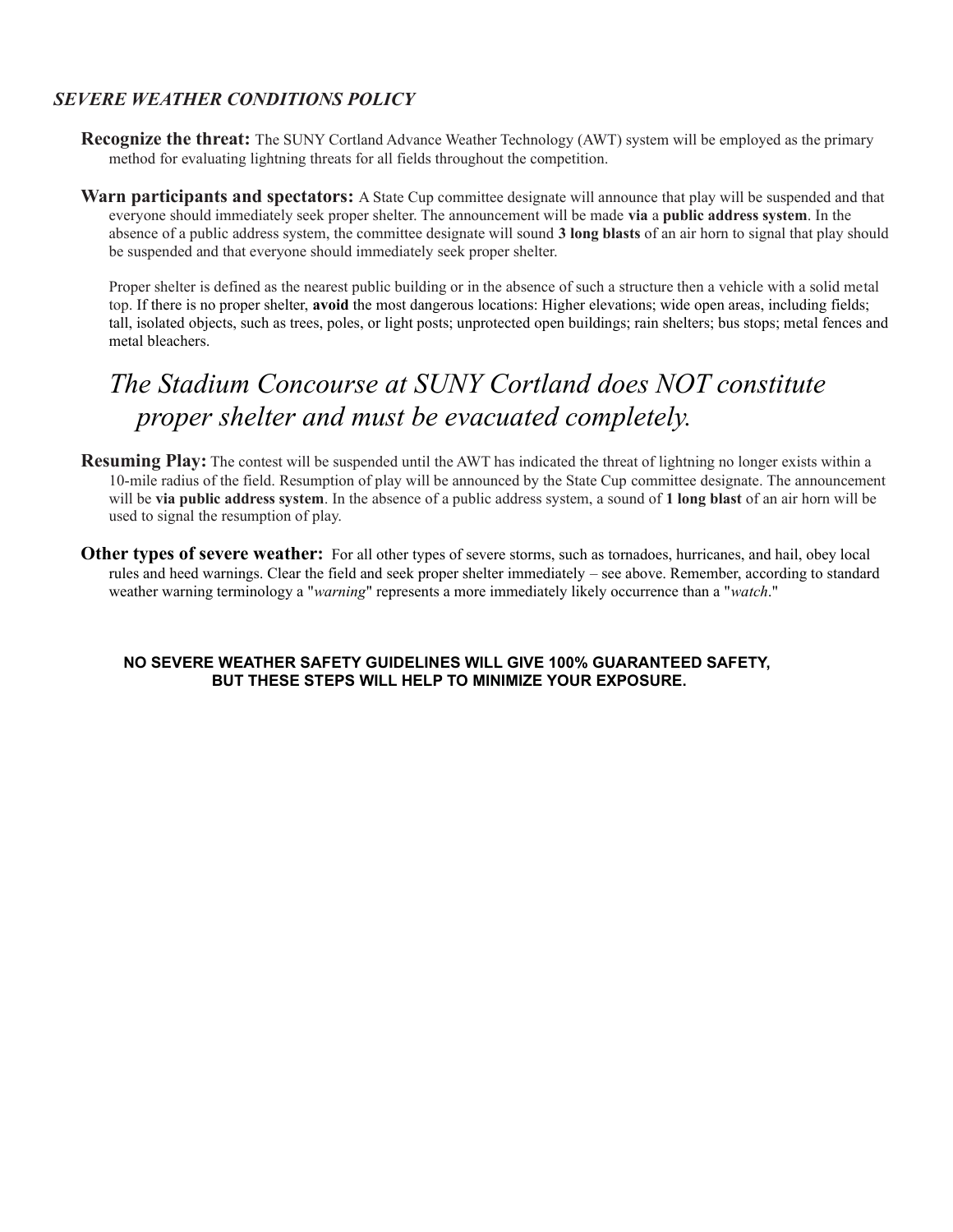## *SEVERE WEATHER CONDITIONS POLICY*

**Recognize the threat:** The SUNY Cortland Advance Weather Technology (AWT) system will be employed as the primary method for evaluating lightning threats for all fields throughout the competition.

**Warn participants and spectators:** A State Cup committee designate will announce that play will be suspended and that everyone should immediately seek proper shelter. The announcement will be made **via** a **public address system**. In the absence of a public address system, the committee designate will sound **3 long blasts** of an air horn to signal that play should be suspended and that everyone should immediately seek proper shelter.

Proper shelter is defined as the nearest public building or in the absence of such a structure then a vehicle with a solid metal top. If there is no proper shelter, **avoid** the most dangerous locations: Higher elevations; wide open areas, including fields; tall, isolated objects, such as trees, poles, or light posts; unprotected open buildings; rain shelters; bus stops; metal fences and metal bleachers.

*The Stadium Concourse at SUNY Cortland does NOT constitute proper shelter and must be evacuated completely.*

**Resuming Play:** The contest will be suspended until the AWT has indicated the threat of lightning no longer exists within a 10-mile radius of the field. Resumption of play will be announced by the State Cup committee designate. The announcement will be **via public address system**. In the absence of a public address system, a sound of **1 long blast** of an air horn will be used to signal the resumption of play.

**Other types of severe weather:** For all other types of severe storms, such as tornadoes, hurricanes, and hail, obey local rules and heed warnings. Clear the field and seek proper shelter immediately – see above. Remember, according to standard weather warning terminology a "*warning*" represents a more immediately likely occurrence than a "*watch*."

**NO SEVERE WEATHER SAFETY GUIDELINES WILL GIVE 100% GUARANTEED SAFETY, BUT THESE STEPS WILL HELP TO MINIMIZE YOUR EXPOSURE.**